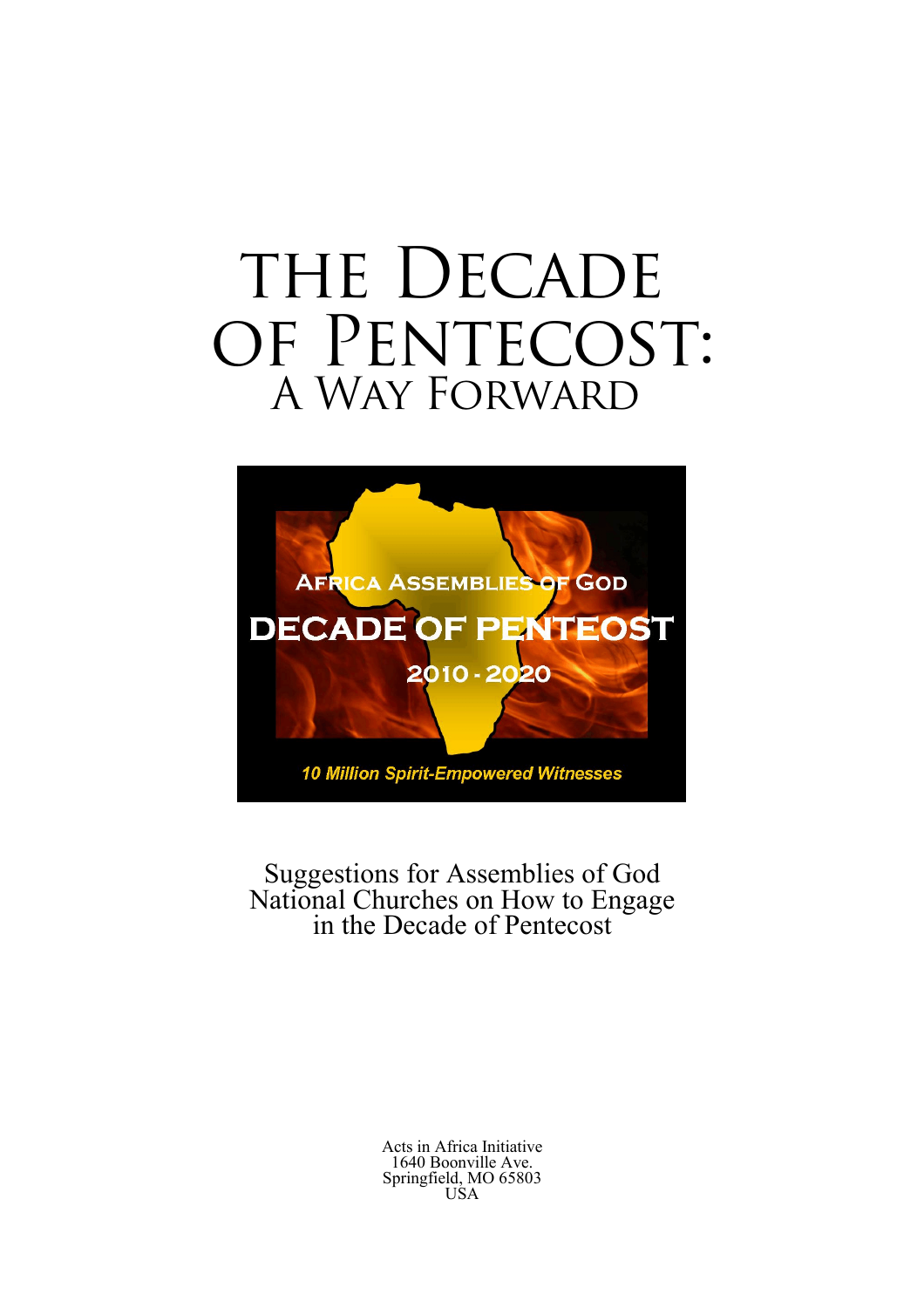# THE DECADE OF PENTECOST: A WAY FORWARD

AFRICA ASSEMBLIES OF GOD

DECADE OF PENTEOST

2010 - 2020

*10 Million Spirit-Empowered Witnesses*

Suggestions for Assemblies of God National Churches on How to Engage in the Decade of Pentecost

Acts in Africa Initiative
1640 Boonville Ave.
Springfield, MO 65803
USA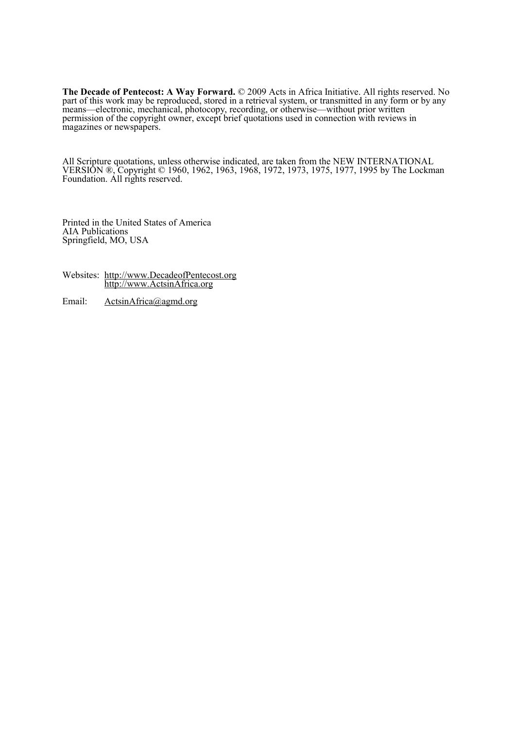**The Decade of Pentecost: A Way Forward.** © 2009 Acts in Africa Initiative. All rights reserved. No part of this work may be reproduced, stored in a retrieval system, or transmitted in any form or by any means—electronic, mechanical, photocopy, recording, or otherwise—without prior written permission of the copyright owner, except brief quotations used in connection with reviews in magazines or newspapers.

All Scripture quotations, unless otherwise indicated, are taken from the NEW INTERNATIONAL VERSION ®, Copyright © 1960, 1962, 1963, 1968, 1972, 1973, 1975, 1977, 1995 by The Lockman Foundation. All rights reserved.

Printed in the United States of America
AIA Publications
Springfield, MO, USA

Websites: http://www.DecadeofPentecost.org
http://www.ActsinAfrica.org

Email: ActsinAfrica@agmd.org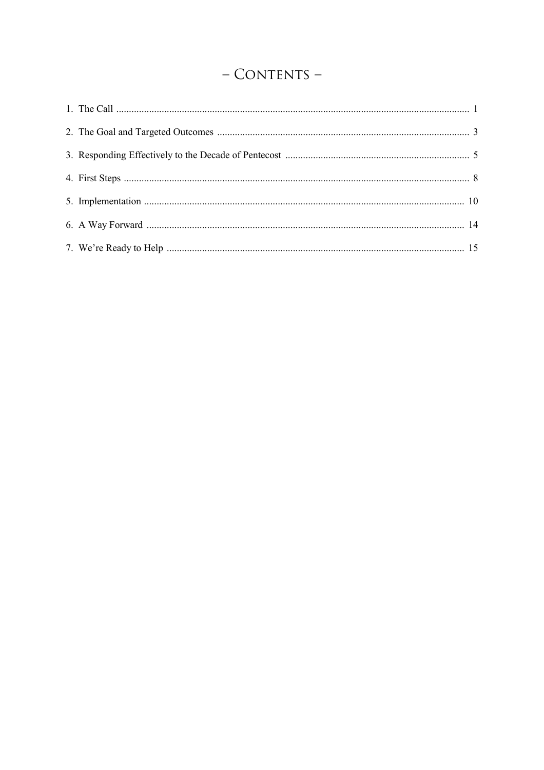# – Contents –

1. The Call ........................................................................................................................................ 1
2. The Goal and Targeted Outcomes .................................................................................................. 3
3. Responding Effectively to the Decade of Pentecost ........................................................................ 5
4. First Steps ...................................................................................................................................... 8
5. Implementation ............................................................................................................................ 10
6. A Way Forward ............................................................................................................................ 14
7. We're Ready to Help .................................................................................................................... 15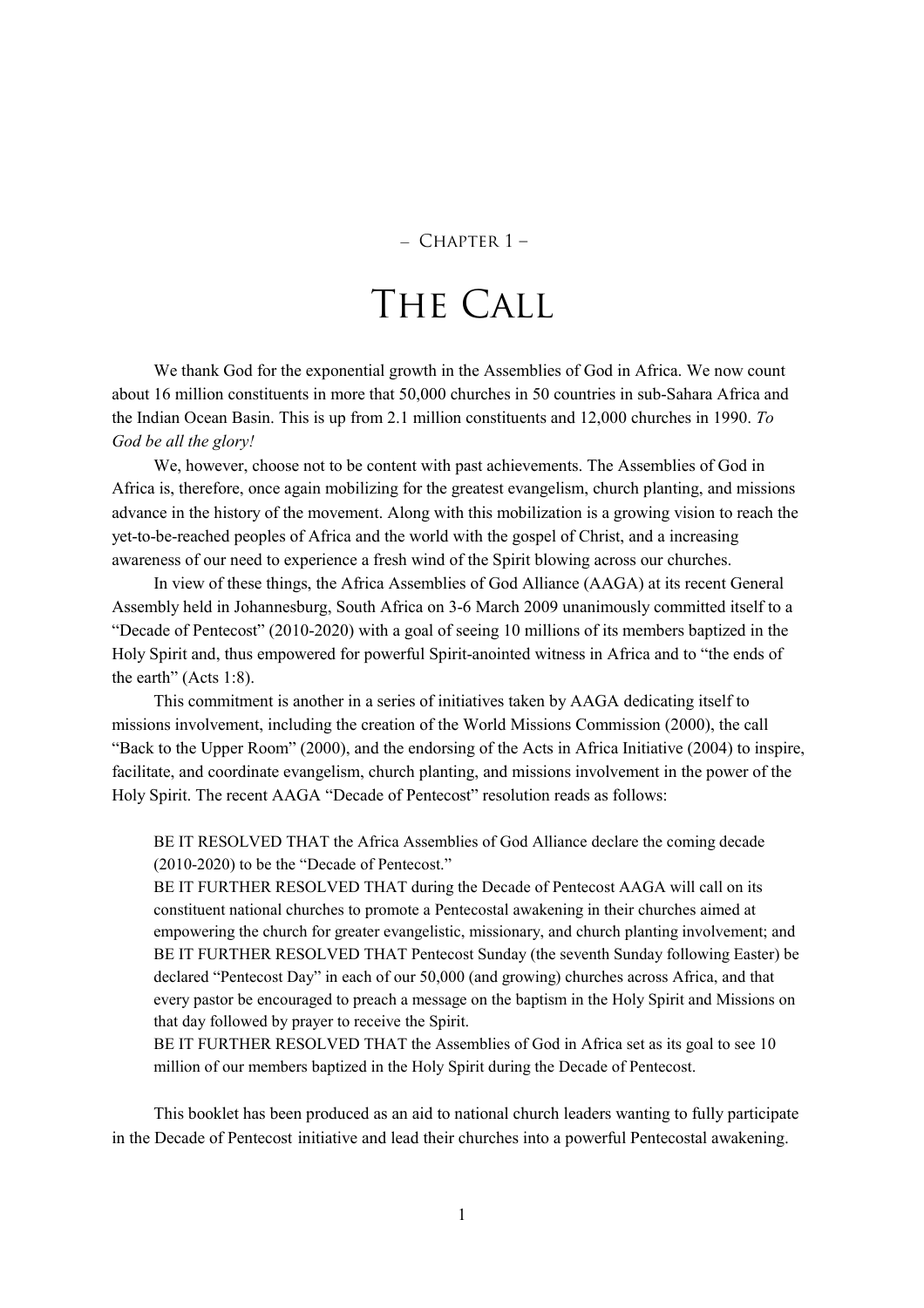– Chapter 1 –

# The Call

We thank God for the exponential growth in the Assemblies of God in Africa. We now count about 16 million constituents in more that 50,000 churches in 50 countries in sub-Sahara Africa and the Indian Ocean Basin. This is up from 2.1 million constituents and 12,000 churches in 1990. *To God be all the glory!*

We, however, choose not to be content with past achievements. The Assemblies of God in Africa is, therefore, once again mobilizing for the greatest evangelism, church planting, and missions advance in the history of the movement. Along with this mobilization is a growing vision to reach the yet-to-be-reached peoples of Africa and the world with the gospel of Christ, and a increasing awareness of our need to experience a fresh wind of the Spirit blowing across our churches.

In view of these things, the Africa Assemblies of God Alliance (AAGA) at its recent General Assembly held in Johannesburg, South Africa on 3-6 March 2009 unanimously committed itself to a "Decade of Pentecost" (2010-2020) with a goal of seeing 10 millions of its members baptized in the Holy Spirit and, thus empowered for powerful Spirit-anointed witness in Africa and to "the ends of the earth" (Acts 1:8).

This commitment is another in a series of initiatives taken by AAGA dedicating itself to missions involvement, including the creation of the World Missions Commission (2000), the call "Back to the Upper Room" (2000), and the endorsing of the Acts in Africa Initiative (2004) to inspire, facilitate, and coordinate evangelism, church planting, and missions involvement in the power of the Holy Spirit. The recent AAGA "Decade of Pentecost" resolution reads as follows:

> BE IT RESOLVED THAT the Africa Assemblies of God Alliance declare the coming decade (2010-2020) to be the "Decade of Pentecost."
> BE IT FURTHER RESOLVED THAT during the Decade of Pentecost AAGA will call on its constituent national churches to promote a Pentecostal awakening in their churches aimed at empowering the church for greater evangelistic, missionary, and church planting involvement; and
> BE IT FURTHER RESOLVED THAT Pentecost Sunday (the seventh Sunday following Easter) be declared "Pentecost Day" in each of our 50,000 (and growing) churches across Africa, and that every pastor be encouraged to preach a message on the baptism in the Holy Spirit and Missions on that day followed by prayer to receive the Spirit.
> BE IT FURTHER RESOLVED THAT the Assemblies of God in Africa set as its goal to see 10 million of our members baptized in the Holy Spirit during the Decade of Pentecost.

This booklet has been produced as an aid to national church leaders wanting to fully participate in the Decade of Pentecost initiative and lead their churches into a powerful Pentecostal awakening.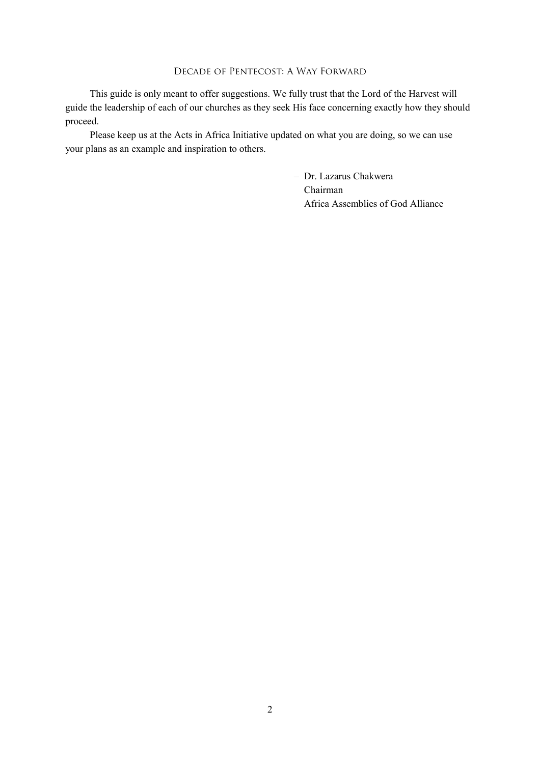This guide is only meant to offer suggestions. We fully trust that the Lord of the Harvest will guide the leadership of each of our churches as they seek His face concerning exactly how they should proceed.

Please keep us at the Acts in Africa Initiative updated on what you are doing, so we can use your plans as an example and inspiration to others.

– Dr. Lazarus Chakwera  
Chairman  
Africa Assemblies of God Alliance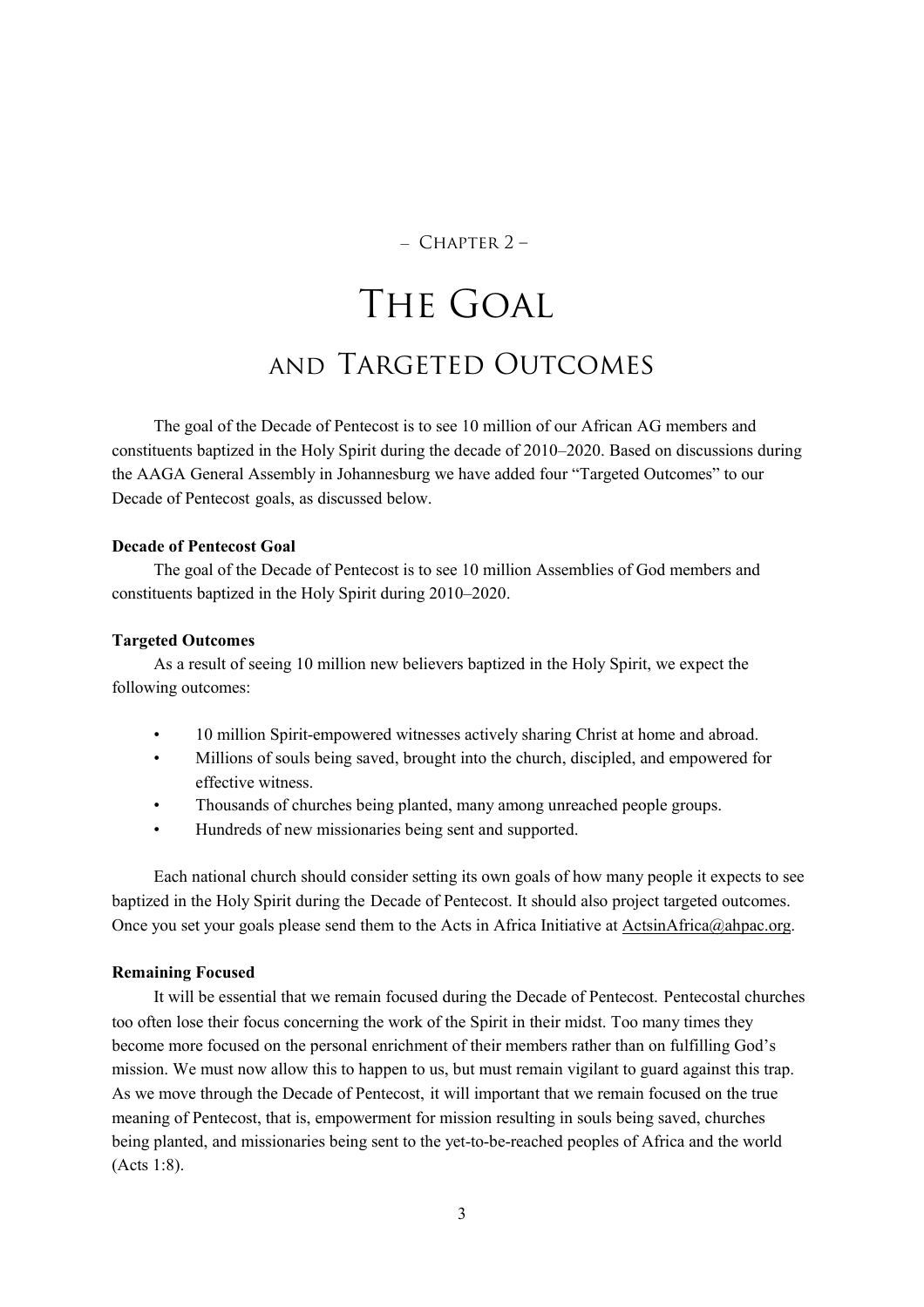– Chapter 2 –

# The Goal

## and Targeted Outcomes

The goal of the Decade of Pentecost is to see 10 million of our African AG members and constituents baptized in the Holy Spirit during the decade of 2010–2020. Based on discussions during the AAGA General Assembly in Johannesburg we have added four "Targeted Outcomes" to our Decade of Pentecost goals, as discussed below.

**Decade of Pentecost Goal**

The goal of the Decade of Pentecost is to see 10 million Assemblies of God members and constituents baptized in the Holy Spirit during 2010–2020.

**Targeted Outcomes**

As a result of seeing 10 million new believers baptized in the Holy Spirit, we expect the following outcomes:

- 10 million Spirit-empowered witnesses actively sharing Christ at home and abroad.
- Millions of souls being saved, brought into the church, discipled, and empowered for effective witness.
- Thousands of churches being planted, many among unreached people groups.
- Hundreds of new missionaries being sent and supported.

Each national church should consider setting its own goals of how many people it expects to see baptized in the Holy Spirit during the Decade of Pentecost. It should also project targeted outcomes. Once you set your goals please send them to the Acts in Africa Initiative at ActsinAfrica@ahpac.org.

**Remaining Focused**

It will be essential that we remain focused during the Decade of Pentecost. Pentecostal churches too often lose their focus concerning the work of the Spirit in their midst. Too many times they become more focused on the personal enrichment of their members rather than on fulfilling God's mission. We must now allow this to happen to us, but must remain vigilant to guard against this trap. As we move through the Decade of Pentecost, it will important that we remain focused on the true meaning of Pentecost, that is, empowerment for mission resulting in souls being saved, churches being planted, and missionaries being sent to the yet-to-be-reached peoples of Africa and the world (Acts 1:8).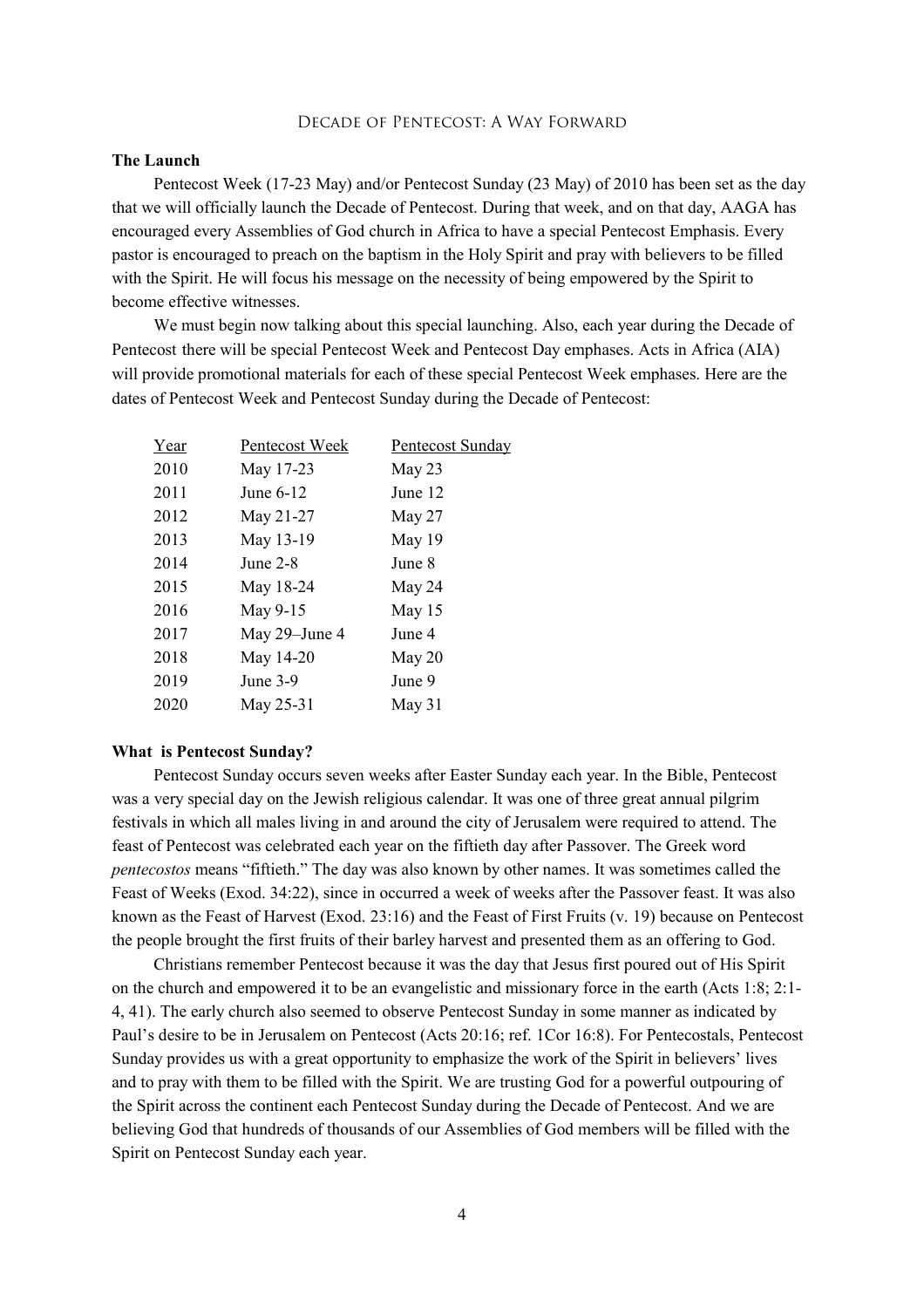## Decade of Pentecost: A Way Forward

**The Launch**

Pentecost Week (17-23 May) and/or Pentecost Sunday (23 May) of 2010 has been set as the day that we will officially launch the Decade of Pentecost. During that week, and on that day, AAGA has encouraged every Assemblies of God church in Africa to have a special Pentecost Emphasis. Every pastor is encouraged to preach on the baptism in the Holy Spirit and pray with believers to be filled with the Spirit. He will focus his message on the necessity of being empowered by the Spirit to become effective witnesses.

We must begin now talking about this special launching. Also, each year during the Decade of Pentecost there will be special Pentecost Week and Pentecost Day emphases. Acts in Africa (AIA) will provide promotional materials for each of these special Pentecost Week emphases. Here are the dates of Pentecost Week and Pentecost Sunday during the Decade of Pentecost:

| Year | Pentecost Week | Pentecost Sunday |
|---|---|---|
| 2010 | May 17-23 | May 23 |
| 2011 | June 6-12 | June 12 |
| 2012 | May 21-27 | May 27 |
| 2013 | May 13-19 | May 19 |
| 2014 | June 2-8 | June 8 |
| 2015 | May 18-24 | May 24 |
| 2016 | May 9-15 | May 15 |
| 2017 | May 29–June 4 | June 4 |
| 2018 | May 14-20 | May 20 |
| 2019 | June 3-9 | June 9 |
| 2020 | May 25-31 | May 31 |

**What is Pentecost Sunday?**

Pentecost Sunday occurs seven weeks after Easter Sunday each year. In the Bible, Pentecost was a very special day on the Jewish religious calendar. It was one of three great annual pilgrim festivals in which all males living in and around the city of Jerusalem were required to attend. The feast of Pentecost was celebrated each year on the fiftieth day after Passover. The Greek word *pentecostos* means "fiftieth." The day was also known by other names. It was sometimes called the Feast of Weeks (Exod. 34:22), since in occurred a week of weeks after the Passover feast. It was also known as the Feast of Harvest (Exod. 23:16) and the Feast of First Fruits (v. 19) because on Pentecost the people brought the first fruits of their barley harvest and presented them as an offering to God.

Christians remember Pentecost because it was the day that Jesus first poured out of His Spirit on the church and empowered it to be an evangelistic and missionary force in the earth (Acts 1:8; 2:1-4, 41). The early church also seemed to observe Pentecost Sunday in some manner as indicated by Paul's desire to be in Jerusalem on Pentecost (Acts 20:16; ref. 1Cor 16:8). For Pentecostals, Pentecost Sunday provides us with a great opportunity to emphasize the work of the Spirit in believers' lives and to pray with them to be filled with the Spirit. We are trusting God for a powerful outpouring of the Spirit across the continent each Pentecost Sunday during the Decade of Pentecost. And we are believing God that hundreds of thousands of our Assemblies of God members will be filled with the Spirit on Pentecost Sunday each year.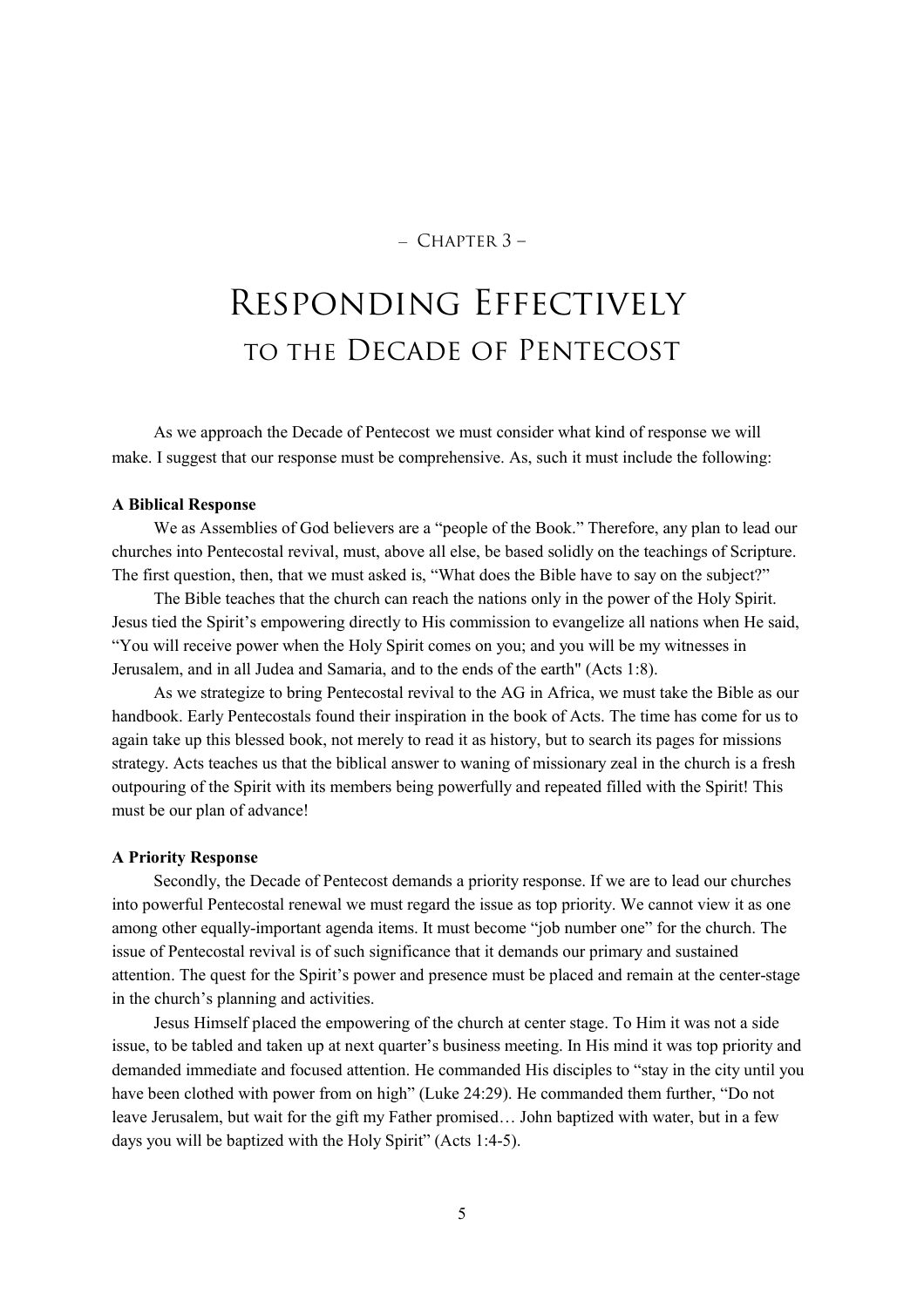– Chapter 3 –

# Responding Effectively to the Decade of Pentecost

As we approach the Decade of Pentecost we must consider what kind of response we will make. I suggest that our response must be comprehensive. As, such it must include the following:

**A Biblical Response**

We as Assemblies of God believers are a "people of the Book." Therefore, any plan to lead our churches into Pentecostal revival, must, above all else, be based solidly on the teachings of Scripture. The first question, then, that we must asked is, "What does the Bible have to say on the subject?"

The Bible teaches that the church can reach the nations only in the power of the Holy Spirit. Jesus tied the Spirit's empowering directly to His commission to evangelize all nations when He said, "You will receive power when the Holy Spirit comes on you; and you will be my witnesses in Jerusalem, and in all Judea and Samaria, and to the ends of the earth" (Acts 1:8).

As we strategize to bring Pentecostal revival to the AG in Africa, we must take the Bible as our handbook. Early Pentecostals found their inspiration in the book of Acts. The time has come for us to again take up this blessed book, not merely to read it as history, but to search its pages for missions strategy. Acts teaches us that the biblical answer to waning of missionary zeal in the church is a fresh outpouring of the Spirit with its members being powerfully and repeated filled with the Spirit! This must be our plan of advance!

**A Priority Response**

Secondly, the Decade of Pentecost demands a priority response. If we are to lead our churches into powerful Pentecostal renewal we must regard the issue as top priority. We cannot view it as one among other equally-important agenda items. It must become "job number one" for the church. The issue of Pentecostal revival is of such significance that it demands our primary and sustained attention. The quest for the Spirit's power and presence must be placed and remain at the center-stage in the church's planning and activities.

Jesus Himself placed the empowering of the church at center stage. To Him it was not a side issue, to be tabled and taken up at next quarter's business meeting. In His mind it was top priority and demanded immediate and focused attention. He commanded His disciples to "stay in the city until you have been clothed with power from on high" (Luke 24:29). He commanded them further, "Do not leave Jerusalem, but wait for the gift my Father promised… John baptized with water, but in a few days you will be baptized with the Holy Spirit" (Acts 1:4-5).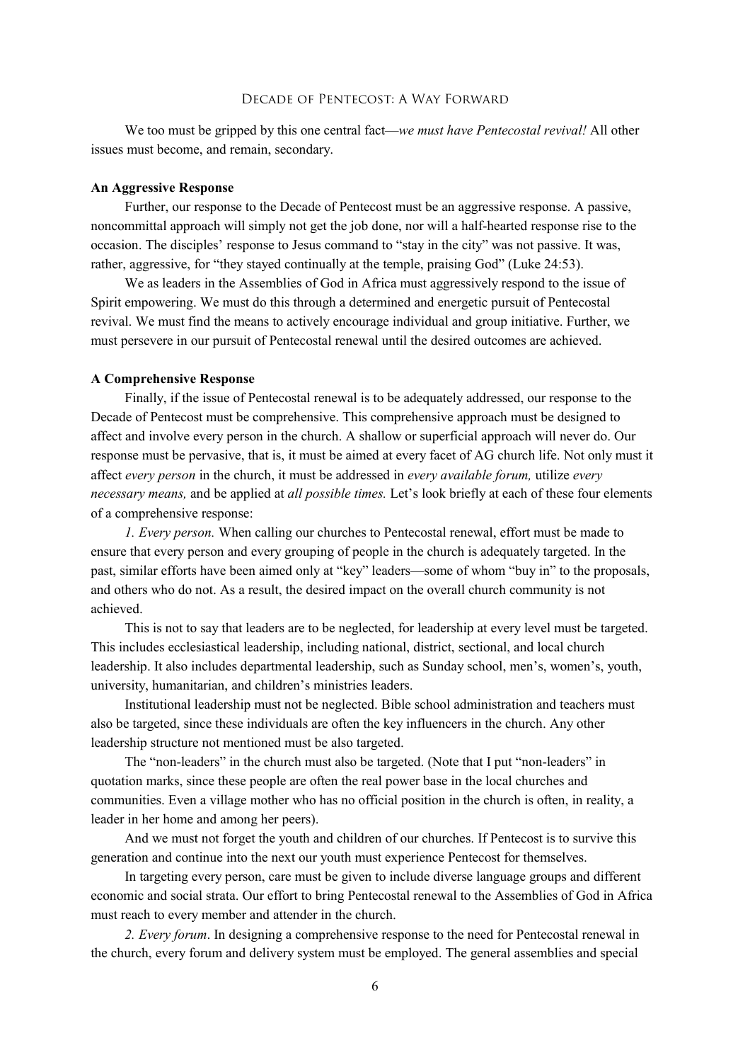We too must be gripped by this one central fact—*we must have Pentecostal revival!* All other issues must become, and remain, secondary.

**An Aggressive Response**

Further, our response to the Decade of Pentecost must be an aggressive response. A passive, noncommittal approach will simply not get the job done, nor will a half-hearted response rise to the occasion. The disciples' response to Jesus command to "stay in the city" was not passive. It was, rather, aggressive, for "they stayed continually at the temple, praising God" (Luke 24:53).

We as leaders in the Assemblies of God in Africa must aggressively respond to the issue of Spirit empowering. We must do this through a determined and energetic pursuit of Pentecostal revival. We must find the means to actively encourage individual and group initiative. Further, we must persevere in our pursuit of Pentecostal renewal until the desired outcomes are achieved.

**A Comprehensive Response**

Finally, if the issue of Pentecostal renewal is to be adequately addressed, our response to the Decade of Pentecost must be comprehensive. This comprehensive approach must be designed to affect and involve every person in the church. A shallow or superficial approach will never do. Our response must be pervasive, that is, it must be aimed at every facet of AG church life. Not only must it affect *every person* in the church, it must be addressed in *every available forum,* utilize *every necessary means,* and be applied at *all possible times.* Let's look briefly at each of these four elements of a comprehensive response:

*1. Every person.* When calling our churches to Pentecostal renewal, effort must be made to ensure that every person and every grouping of people in the church is adequately targeted. In the past, similar efforts have been aimed only at "key" leaders—some of whom "buy in" to the proposals, and others who do not. As a result, the desired impact on the overall church community is not achieved.

This is not to say that leaders are to be neglected, for leadership at every level must be targeted. This includes ecclesiastical leadership, including national, district, sectional, and local church leadership. It also includes departmental leadership, such as Sunday school, men's, women's, youth, university, humanitarian, and children's ministries leaders.

Institutional leadership must not be neglected. Bible school administration and teachers must also be targeted, since these individuals are often the key influencers in the church. Any other leadership structure not mentioned must be also targeted.

The "non-leaders" in the church must also be targeted. (Note that I put "non-leaders" in quotation marks, since these people are often the real power base in the local churches and communities. Even a village mother who has no official position in the church is often, in reality, a leader in her home and among her peers).

And we must not forget the youth and children of our churches. If Pentecost is to survive this generation and continue into the next our youth must experience Pentecost for themselves.

In targeting every person, care must be given to include diverse language groups and different economic and social strata. Our effort to bring Pentecostal renewal to the Assemblies of God in Africa must reach to every member and attender in the church.

*2. Every forum*. In designing a comprehensive response to the need for Pentecostal renewal in the church, every forum and delivery system must be employed. The general assemblies and special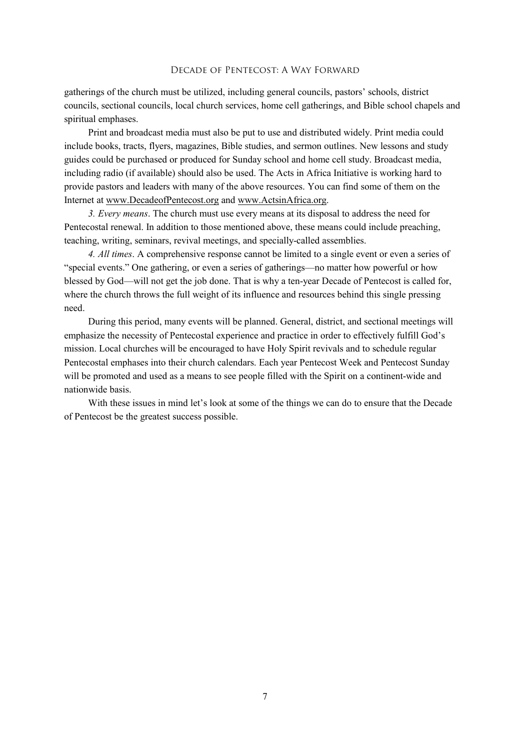gatherings of the church must be utilized, including general councils, pastors' schools, district councils, sectional councils, local church services, home cell gatherings, and Bible school chapels and spiritual emphases.

Print and broadcast media must also be put to use and distributed widely. Print media could include books, tracts, flyers, magazines, Bible studies, and sermon outlines. New lessons and study guides could be purchased or produced for Sunday school and home cell study. Broadcast media, including radio (if available) should also be used. The Acts in Africa Initiative is working hard to provide pastors and leaders with many of the above resources. You can find some of them on the Internet at www.DecadeofPentecost.org and www.ActsinAfrica.org.

*3. Every means*. The church must use every means at its disposal to address the need for Pentecostal renewal. In addition to those mentioned above, these means could include preaching, teaching, writing, seminars, revival meetings, and specially-called assemblies.

*4. All times*. A comprehensive response cannot be limited to a single event or even a series of "special events." One gathering, or even a series of gatherings—no matter how powerful or how blessed by God—will not get the job done. That is why a ten-year Decade of Pentecost is called for, where the church throws the full weight of its influence and resources behind this single pressing need.

During this period, many events will be planned. General, district, and sectional meetings will emphasize the necessity of Pentecostal experience and practice in order to effectively fulfill God's mission. Local churches will be encouraged to have Holy Spirit revivals and to schedule regular Pentecostal emphases into their church calendars. Each year Pentecost Week and Pentecost Sunday will be promoted and used as a means to see people filled with the Spirit on a continent-wide and nationwide basis.

With these issues in mind let's look at some of the things we can do to ensure that the Decade of Pentecost be the greatest success possible.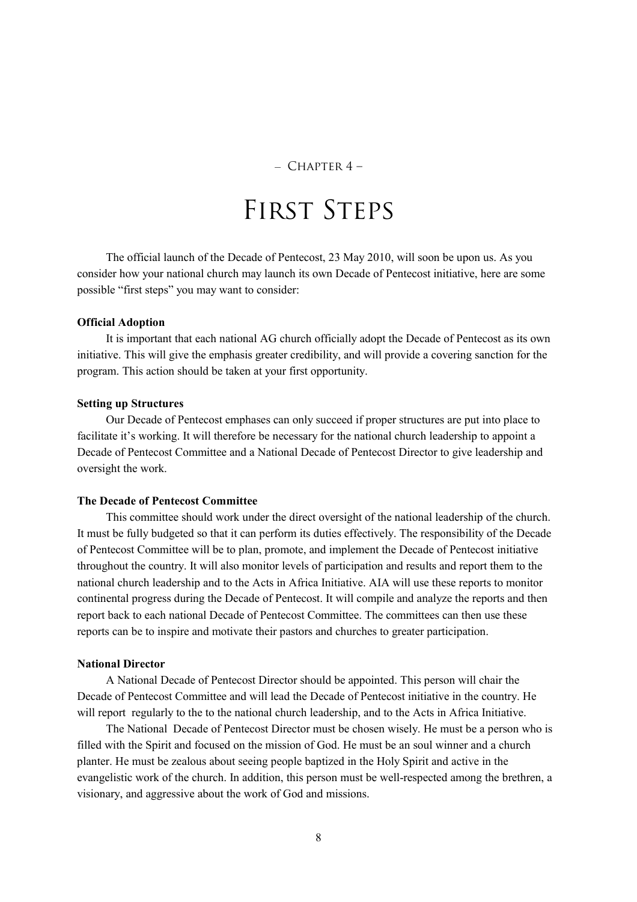– Chapter 4 –

# First Steps

The official launch of the Decade of Pentecost, 23 May 2010, will soon be upon us. As you consider how your national church may launch its own Decade of Pentecost initiative, here are some possible "first steps" you may want to consider:

**Official Adoption**

It is important that each national AG church officially adopt the Decade of Pentecost as its own initiative. This will give the emphasis greater credibility, and will provide a covering sanction for the program. This action should be taken at your first opportunity.

**Setting up Structures**

Our Decade of Pentecost emphases can only succeed if proper structures are put into place to facilitate it's working. It will therefore be necessary for the national church leadership to appoint a Decade of Pentecost Committee and a National Decade of Pentecost Director to give leadership and oversight the work.

**The Decade of Pentecost Committee**

This committee should work under the direct oversight of the national leadership of the church. It must be fully budgeted so that it can perform its duties effectively. The responsibility of the Decade of Pentecost Committee will be to plan, promote, and implement the Decade of Pentecost initiative throughout the country. It will also monitor levels of participation and results and report them to the national church leadership and to the Acts in Africa Initiative. AIA will use these reports to monitor continental progress during the Decade of Pentecost. It will compile and analyze the reports and then report back to each national Decade of Pentecost Committee. The committees can then use these reports can be to inspire and motivate their pastors and churches to greater participation.

**National Director**

A National Decade of Pentecost Director should be appointed. This person will chair the Decade of Pentecost Committee and will lead the Decade of Pentecost initiative in the country. He will report regularly to the to the national church leadership, and to the Acts in Africa Initiative.

The National Decade of Pentecost Director must be chosen wisely. He must be a person who is filled with the Spirit and focused on the mission of God. He must be an soul winner and a church planter. He must be zealous about seeing people baptized in the Holy Spirit and active in the evangelistic work of the church. In addition, this person must be well-respected among the brethren, a visionary, and aggressive about the work of God and missions.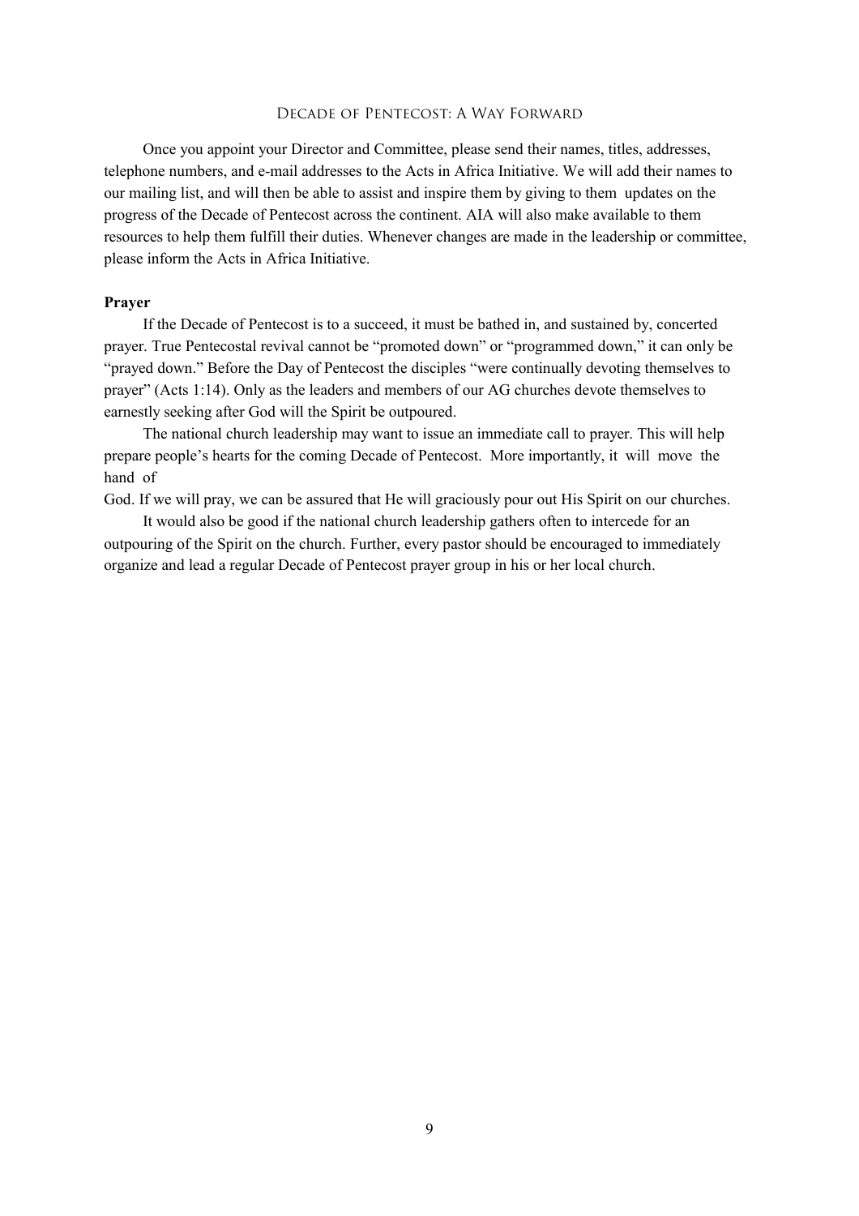Once you appoint your Director and Committee, please send their names, titles, addresses, telephone numbers, and e-mail addresses to the Acts in Africa Initiative. We will add their names to our mailing list, and will then be able to assist and inspire them by giving to them updates on the progress of the Decade of Pentecost across the continent. AIA will also make available to them resources to help them fulfill their duties. Whenever changes are made in the leadership or committee, please inform the Acts in Africa Initiative.

**Prayer**

If the Decade of Pentecost is to a succeed, it must be bathed in, and sustained by, concerted prayer. True Pentecostal revival cannot be "promoted down" or "programmed down," it can only be "prayed down." Before the Day of Pentecost the disciples "were continually devoting themselves to prayer" (Acts 1:14). Only as the leaders and members of our AG churches devote themselves to earnestly seeking after God will the Spirit be outpoured.

The national church leadership may want to issue an immediate call to prayer. This will help prepare people's hearts for the coming Decade of Pentecost. More importantly, it will move the hand of God. If we will pray, we can be assured that He will graciously pour out His Spirit on our churches.

It would also be good if the national church leadership gathers often to intercede for an outpouring of the Spirit on the church. Further, every pastor should be encouraged to immediately organize and lead a regular Decade of Pentecost prayer group in his or her local church.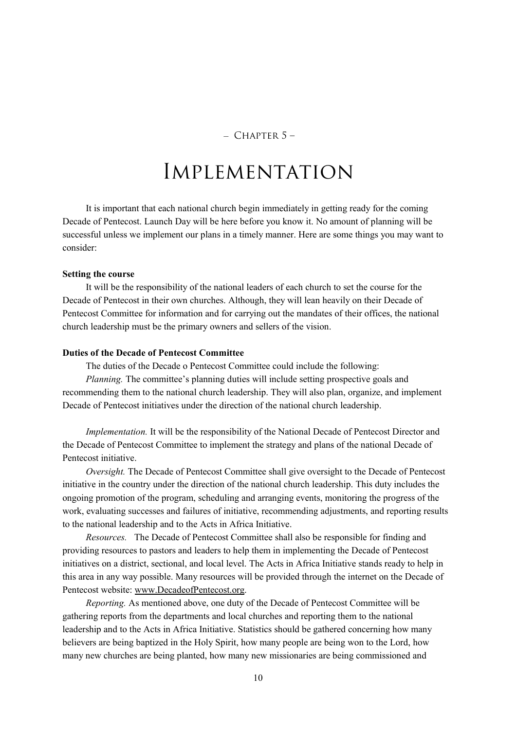– Chapter 5 –

# Implementation

It is important that each national church begin immediately in getting ready for the coming Decade of Pentecost. Launch Day will be here before you know it. No amount of planning will be successful unless we implement our plans in a timely manner. Here are some things you may want to consider:

**Setting the course**

It will be the responsibility of the national leaders of each church to set the course for the Decade of Pentecost in their own churches. Although, they will lean heavily on their Decade of Pentecost Committee for information and for carrying out the mandates of their offices, the national church leadership must be the primary owners and sellers of the vision.

**Duties of the Decade of Pentecost Committee**

The duties of the Decade o Pentecost Committee could include the following:

*Planning.* The committee's planning duties will include setting prospective goals and recommending them to the national church leadership. They will also plan, organize, and implement Decade of Pentecost initiatives under the direction of the national church leadership.

*Implementation.* It will be the responsibility of the National Decade of Pentecost Director and the Decade of Pentecost Committee to implement the strategy and plans of the national Decade of Pentecost initiative.

*Oversight.* The Decade of Pentecost Committee shall give oversight to the Decade of Pentecost initiative in the country under the direction of the national church leadership. This duty includes the ongoing promotion of the program, scheduling and arranging events, monitoring the progress of the work, evaluating successes and failures of initiative, recommending adjustments, and reporting results to the national leadership and to the Acts in Africa Initiative.

*Resources.* The Decade of Pentecost Committee shall also be responsible for finding and providing resources to pastors and leaders to help them in implementing the Decade of Pentecost initiatives on a district, sectional, and local level. The Acts in Africa Initiative stands ready to help in this area in any way possible. Many resources will be provided through the internet on the Decade of Pentecost website: www.DecadeofPentecost.org.

*Reporting.* As mentioned above, one duty of the Decade of Pentecost Committee will be gathering reports from the departments and local churches and reporting them to the national leadership and to the Acts in Africa Initiative. Statistics should be gathered concerning how many believers are being baptized in the Holy Spirit, how many people are being won to the Lord, how many new churches are being planted, how many new missionaries are being commissioned and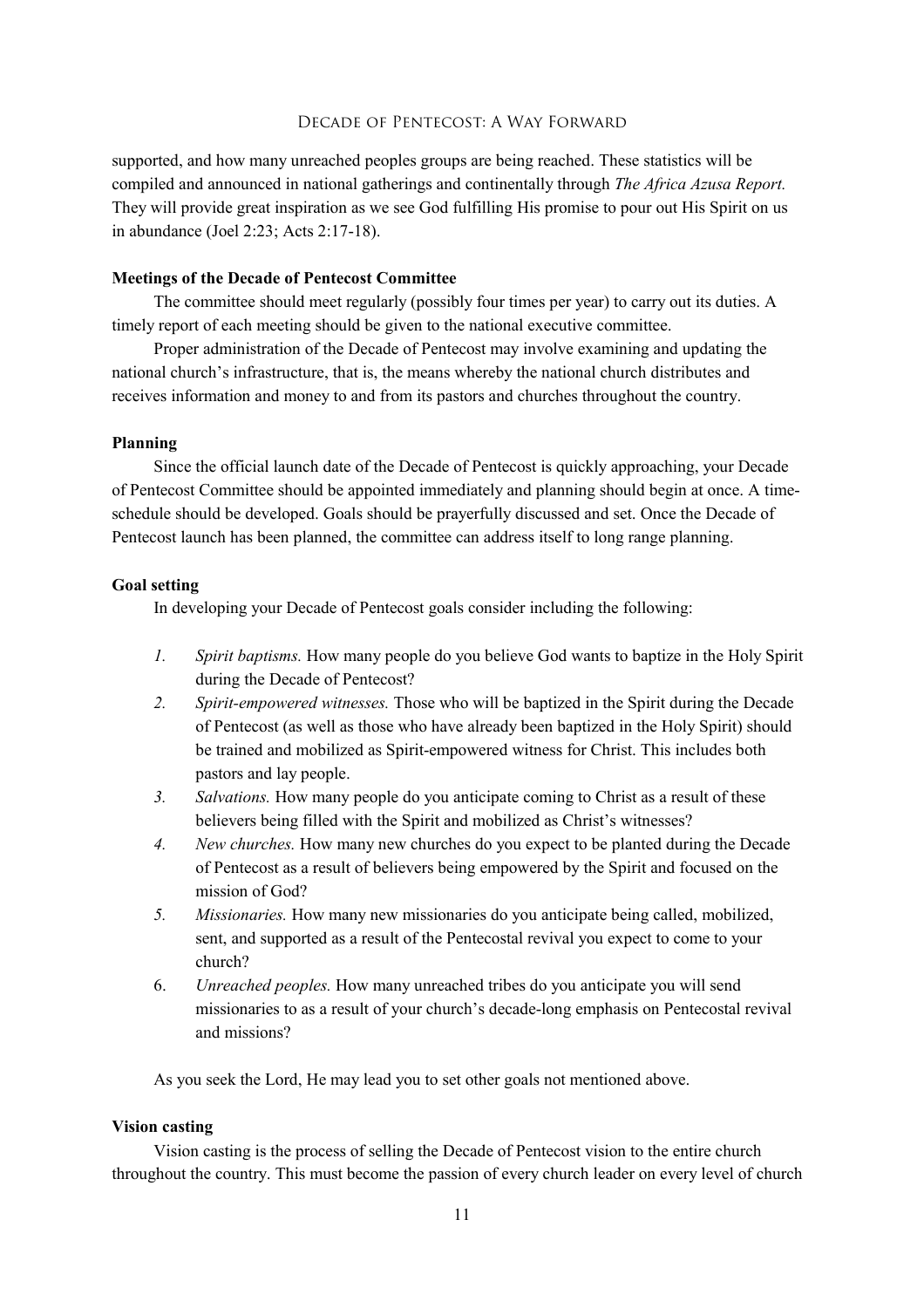supported, and how many unreached peoples groups are being reached. These statistics will be compiled and announced in national gatherings and continentally through *The Africa Azusa Report.* They will provide great inspiration as we see God fulfilling His promise to pour out His Spirit on us in abundance (Joel 2:23; Acts 2:17-18).

**Meetings of the Decade of Pentecost Committee**

The committee should meet regularly (possibly four times per year) to carry out its duties. A timely report of each meeting should be given to the national executive committee.

Proper administration of the Decade of Pentecost may involve examining and updating the national church's infrastructure, that is, the means whereby the national church distributes and receives information and money to and from its pastors and churches throughout the country.

**Planning**

Since the official launch date of the Decade of Pentecost is quickly approaching, your Decade of Pentecost Committee should be appointed immediately and planning should begin at once. A time-schedule should be developed. Goals should be prayerfully discussed and set. Once the Decade of Pentecost launch has been planned, the committee can address itself to long range planning.

**Goal setting**

In developing your Decade of Pentecost goals consider including the following:

1. *Spirit baptisms.* How many people do you believe God wants to baptize in the Holy Spirit during the Decade of Pentecost?
2. *Spirit-empowered witnesses.* Those who will be baptized in the Spirit during the Decade of Pentecost (as well as those who have already been baptized in the Holy Spirit) should be trained and mobilized as Spirit-empowered witness for Christ. This includes both pastors and lay people.
3. *Salvations.* How many people do you anticipate coming to Christ as a result of these believers being filled with the Spirit and mobilized as Christ's witnesses?
4. *New churches.* How many new churches do you expect to be planted during the Decade of Pentecost as a result of believers being empowered by the Spirit and focused on the mission of God?
5. *Missionaries.* How many new missionaries do you anticipate being called, mobilized, sent, and supported as a result of the Pentecostal revival you expect to come to your church?
6. *Unreached peoples.* How many unreached tribes do you anticipate you will send missionaries to as a result of your church's decade-long emphasis on Pentecostal revival and missions?

As you seek the Lord, He may lead you to set other goals not mentioned above.

**Vision casting**

Vision casting is the process of selling the Decade of Pentecost vision to the entire church throughout the country. This must become the passion of every church leader on every level of church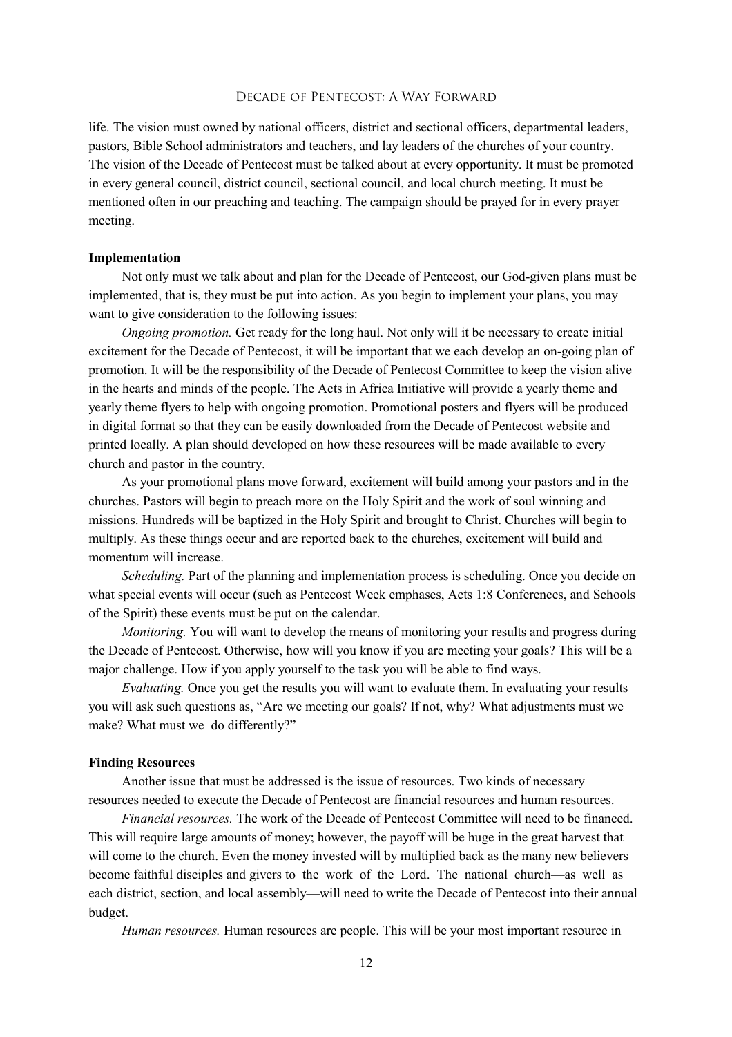life. The vision must owned by national officers, district and sectional officers, departmental leaders, pastors, Bible School administrators and teachers, and lay leaders of the churches of your country. The vision of the Decade of Pentecost must be talked about at every opportunity. It must be promoted in every general council, district council, sectional council, and local church meeting. It must be mentioned often in our preaching and teaching. The campaign should be prayed for in every prayer meeting.

**Implementation**

Not only must we talk about and plan for the Decade of Pentecost, our God-given plans must be implemented, that is, they must be put into action. As you begin to implement your plans, you may want to give consideration to the following issues:

*Ongoing promotion.* Get ready for the long haul. Not only will it be necessary to create initial excitement for the Decade of Pentecost, it will be important that we each develop an on-going plan of promotion. It will be the responsibility of the Decade of Pentecost Committee to keep the vision alive in the hearts and minds of the people. The Acts in Africa Initiative will provide a yearly theme and yearly theme flyers to help with ongoing promotion. Promotional posters and flyers will be produced in digital format so that they can be easily downloaded from the Decade of Pentecost website and printed locally. A plan should developed on how these resources will be made available to every church and pastor in the country.

As your promotional plans move forward, excitement will build among your pastors and in the churches. Pastors will begin to preach more on the Holy Spirit and the work of soul winning and missions. Hundreds will be baptized in the Holy Spirit and brought to Christ. Churches will begin to multiply. As these things occur and are reported back to the churches, excitement will build and momentum will increase.

*Scheduling.* Part of the planning and implementation process is scheduling. Once you decide on what special events will occur (such as Pentecost Week emphases, Acts 1:8 Conferences, and Schools of the Spirit) these events must be put on the calendar.

*Monitoring.* You will want to develop the means of monitoring your results and progress during the Decade of Pentecost. Otherwise, how will you know if you are meeting your goals? This will be a major challenge. How if you apply yourself to the task you will be able to find ways.

*Evaluating.* Once you get the results you will want to evaluate them. In evaluating your results you will ask such questions as, "Are we meeting our goals? If not, why? What adjustments must we make? What must we do differently?"

**Finding Resources**

Another issue that must be addressed is the issue of resources. Two kinds of necessary resources needed to execute the Decade of Pentecost are financial resources and human resources.

*Financial resources.* The work of the Decade of Pentecost Committee will need to be financed. This will require large amounts of money; however, the payoff will be huge in the great harvest that will come to the church. Even the money invested will by multiplied back as the many new believers become faithful disciples and givers to the work of the Lord. The national church—as well as each district, section, and local assembly—will need to write the Decade of Pentecost into their annual budget.

*Human resources.* Human resources are people. This will be your most important resource in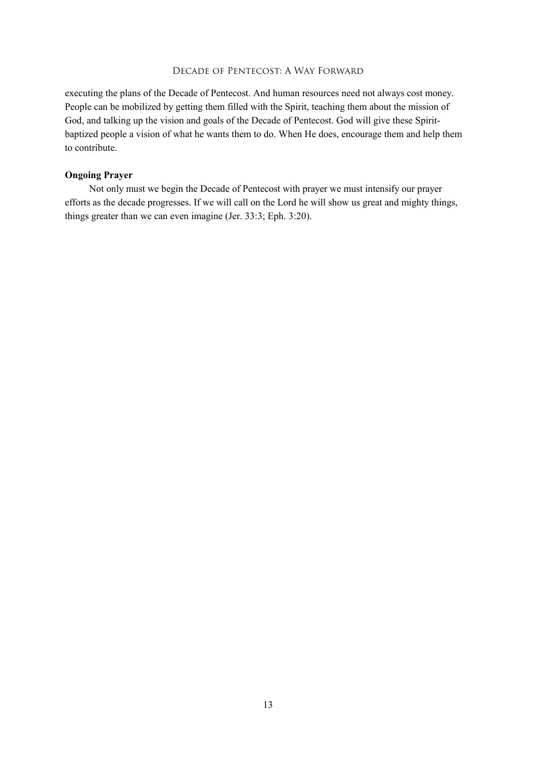executing the plans of the Decade of Pentecost. And human resources need not always cost money. People can be mobilized by getting them filled with the Spirit, teaching them about the mission of God, and talking up the vision and goals of the Decade of Pentecost. God will give these Spirit-baptized people a vision of what he wants them to do. When He does, encourage them and help them to contribute.

**Ongoing Prayer**

Not only must we begin the Decade of Pentecost with prayer we must intensify our prayer efforts as the decade progresses. If we will call on the Lord he will show us great and mighty things, things greater than we can even imagine (Jer. 33:3; Eph. 3:20).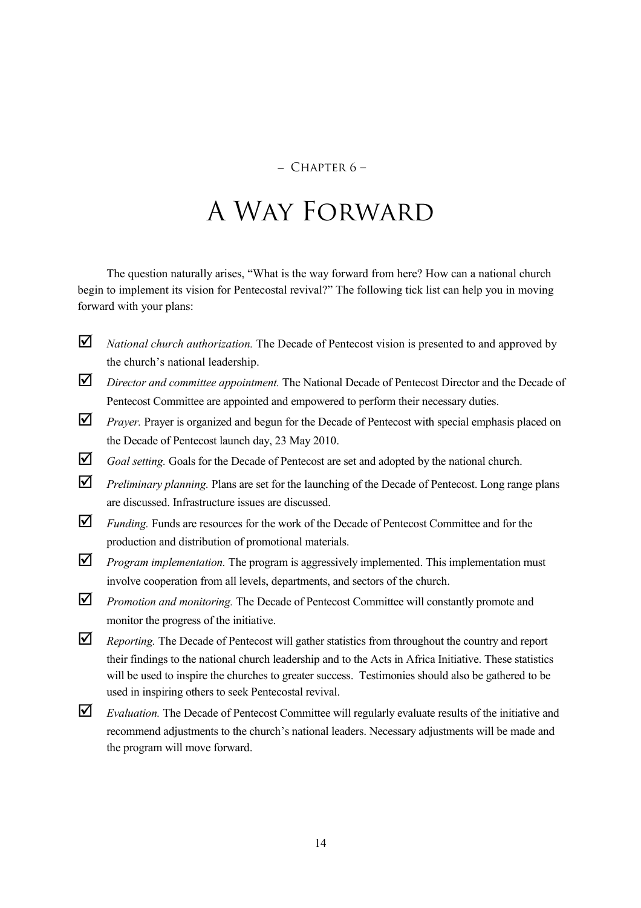– Chapter 6 –

# A Way Forward

The question naturally arises, "What is the way forward from here? How can a national church begin to implement its vision for Pentecostal revival?" The following tick list can help you in moving forward with your plans:

- ☑ *National church authorization.* The Decade of Pentecost vision is presented to and approved by the church's national leadership.
- ☑ *Director and committee appointment.* The National Decade of Pentecost Director and the Decade of Pentecost Committee are appointed and empowered to perform their necessary duties.
- ☑ *Prayer.* Prayer is organized and begun for the Decade of Pentecost with special emphasis placed on the Decade of Pentecost launch day, 23 May 2010.
- ☑ *Goal setting.* Goals for the Decade of Pentecost are set and adopted by the national church.
- ☑ *Preliminary planning.* Plans are set for the launching of the Decade of Pentecost. Long range plans are discussed. Infrastructure issues are discussed.
- ☑ *Funding.* Funds are resources for the work of the Decade of Pentecost Committee and for the production and distribution of promotional materials.
- ☑ *Program implementation.* The program is aggressively implemented. This implementation must involve cooperation from all levels, departments, and sectors of the church.
- ☑ *Promotion and monitoring.* The Decade of Pentecost Committee will constantly promote and monitor the progress of the initiative.
- ☑ *Reporting.* The Decade of Pentecost will gather statistics from throughout the country and report their findings to the national church leadership and to the Acts in Africa Initiative. These statistics will be used to inspire the churches to greater success. Testimonies should also be gathered to be used in inspiring others to seek Pentecostal revival.
- ☑ *Evaluation.* The Decade of Pentecost Committee will regularly evaluate results of the initiative and recommend adjustments to the church's national leaders. Necessary adjustments will be made and the program will move forward.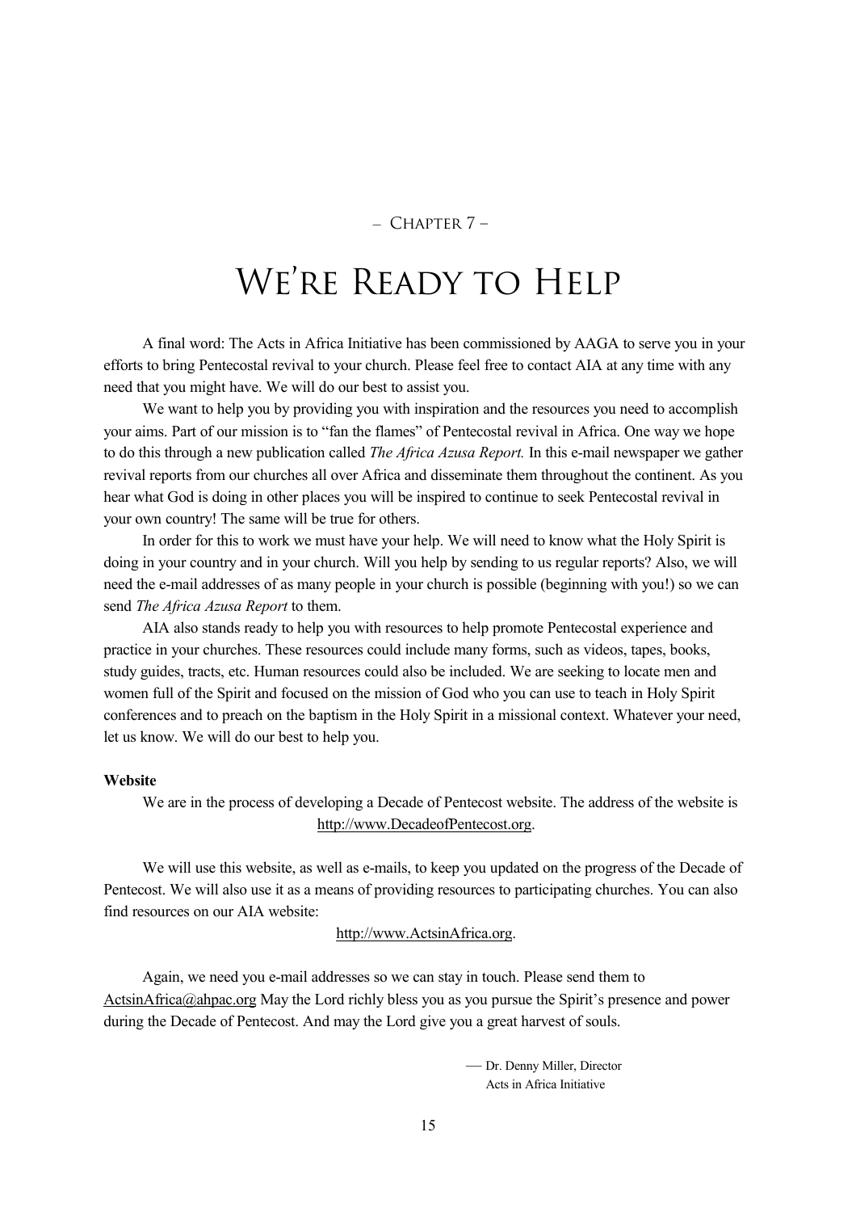– Chapter 7 –

# We're Ready to Help

A final word: The Acts in Africa Initiative has been commissioned by AAGA to serve you in your efforts to bring Pentecostal revival to your church. Please feel free to contact AIA at any time with any need that you might have. We will do our best to assist you.

We want to help you by providing you with inspiration and the resources you need to accomplish your aims. Part of our mission is to "fan the flames" of Pentecostal revival in Africa. One way we hope to do this through a new publication called *The Africa Azusa Report.* In this e-mail newspaper we gather revival reports from our churches all over Africa and disseminate them throughout the continent. As you hear what God is doing in other places you will be inspired to continue to seek Pentecostal revival in your own country! The same will be true for others.

In order for this to work we must have your help. We will need to know what the Holy Spirit is doing in your country and in your church. Will you help by sending to us regular reports? Also, we will need the e-mail addresses of as many people in your church is possible (beginning with you!) so we can send *The Africa Azusa Report* to them.

AIA also stands ready to help you with resources to help promote Pentecostal experience and practice in your churches. These resources could include many forms, such as videos, tapes, books, study guides, tracts, etc. Human resources could also be included. We are seeking to locate men and women full of the Spirit and focused on the mission of God who you can use to teach in Holy Spirit conferences and to preach on the baptism in the Holy Spirit in a missional context. Whatever your need, let us know. We will do our best to help you.

**Website**

We are in the process of developing a Decade of Pentecost website. The address of the website is http://www.DecadeofPentecost.org.

We will use this website, as well as e-mails, to keep you updated on the progress of the Decade of Pentecost. We will also use it as a means of providing resources to participating churches. You can also find resources on our AIA website:

http://www.ActsinAfrica.org.

Again, we need you e-mail addresses so we can stay in touch. Please send them to ActsinAfrica@ahpac.org May the Lord richly bless you as you pursue the Spirit's presence and power during the Decade of Pentecost. And may the Lord give you a great harvest of souls.

— Dr. Denny Miller, Director
Acts in Africa Initiative